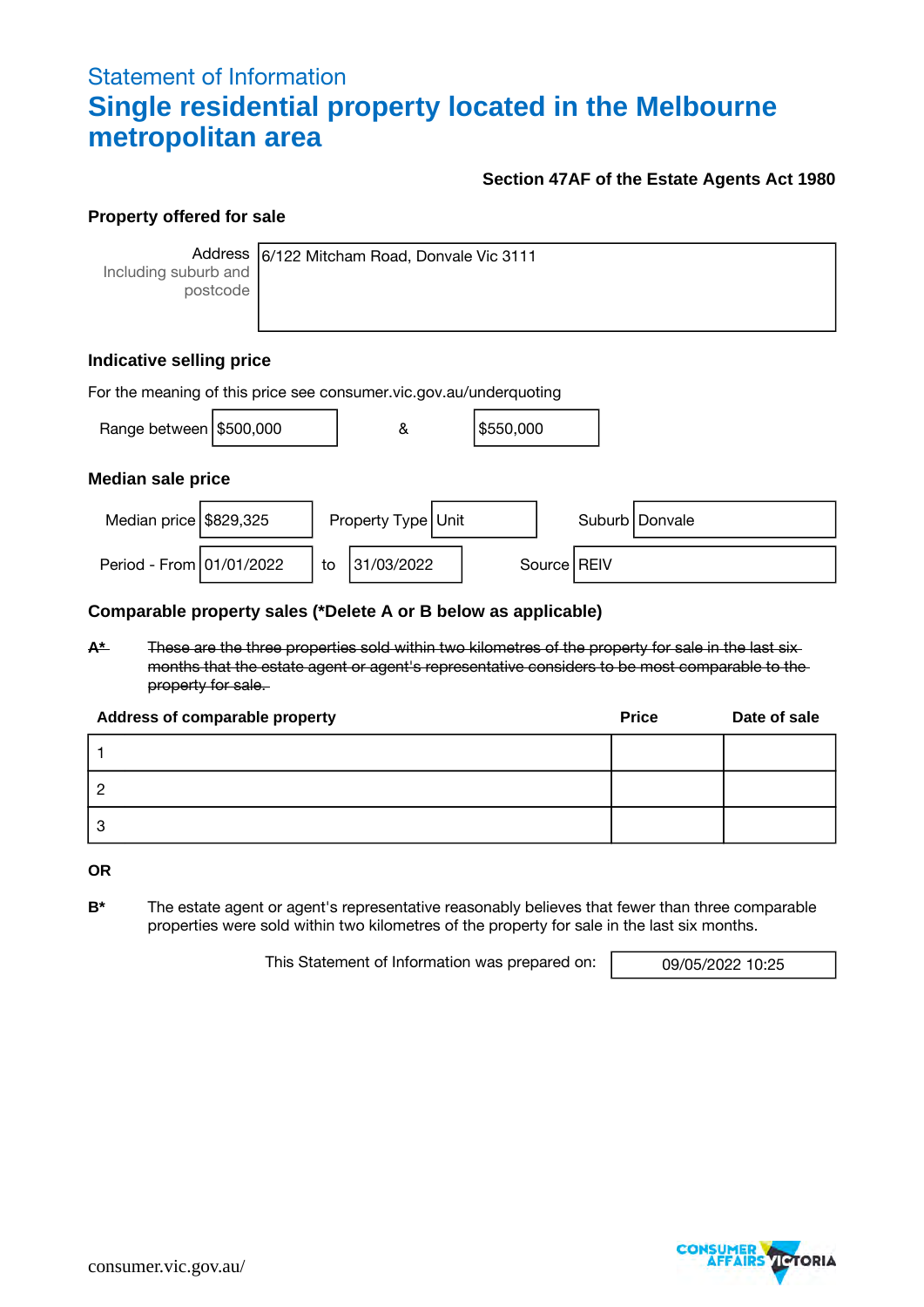## Statement of Information

# Single residential property located in the Melbourne metropolitan area

**Section 47AF of the Estate Agents Act 1980**

### Property offered for sale

| Address Including suburb and postcode | 6/122 Mitcham Road, Donvale Vic 3111 |
|---|---|

### Indicative selling price

For the meaning of this price see consumer.vic.gov.au/underquoting

| Range between | $500,000 | & | $550,000 |
|---|---|---|---|

### Median sale price

| Median price | $829,325 | Property Type | Unit | Suburb | Donvale |
|---|---|---|---|---|---|
| Period - From | 01/01/2022 | to | 31/03/2022 | Source | REIV |

### Comparable property sales (*Delete A or B below as applicable)

~~**A*** These are the three properties sold within two kilometres of the property for sale in the last six months that the estate agent or agent's representative considers to be most comparable to the property for sale.~~

| Address of comparable property | Price | Date of sale |
|---|---|---|
| 1 | | |
| 2 | | |
| 3 | | |

**OR**

**B*** The estate agent or agent's representative reasonably believes that fewer than three comparable properties were sold within two kilometres of the property for sale in the last six months.

This Statement of Information was prepared on: 09/05/2022 10:25

consumer.vic.gov.au/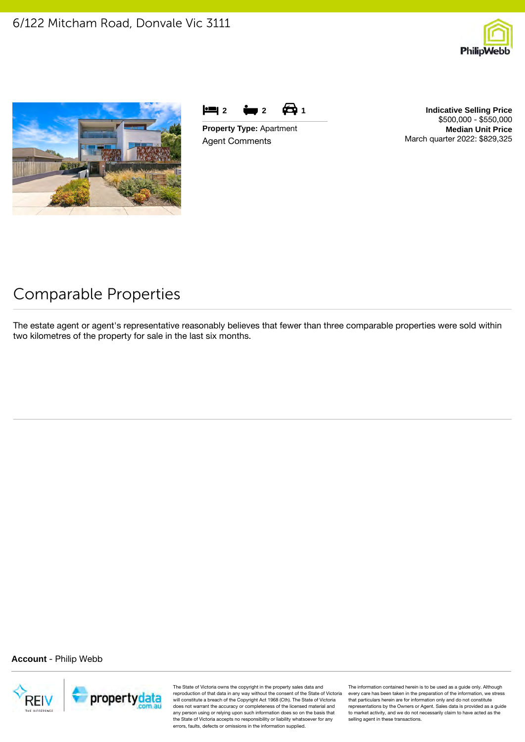6/122 Mitcham Road, Donvale Vic 3111

PhilipWebb

2 2 1

**Property Type:** Apartment

Agent Comments

**Indicative Selling Price**
$500,000 - $550,000
**Median Unit Price**
March quarter 2022: $829,325

# Comparable Properties

The estate agent or agent's representative reasonably believes that fewer than three comparable properties were sold within two kilometres of the property for sale in the last six months.

**Account** - Philip Webb

The State of Victoria owns the copyright in the property sales data and reproduction of that data in any way without the consent of the State of Victoria will constitute a breach of the Copyright Act 1968 (Cth). The State of Victoria does not warrant the accuracy or completeness of the licensed material and any person using or relying upon such information does so on the basis that the State of Victoria accepts no responsibility or liability whatsoever for any errors, faults, defects or omissions in the information supplied.

The information contained herein is to be used as a guide only. Although every care has been taken in the preparation of the information, we stress that particulars herein are for information only and do not constitute representations by the Owners or Agent. Sales data is provided as a guide to market activity, and we do not necessarily claim to have acted as the selling agent in these transactions.